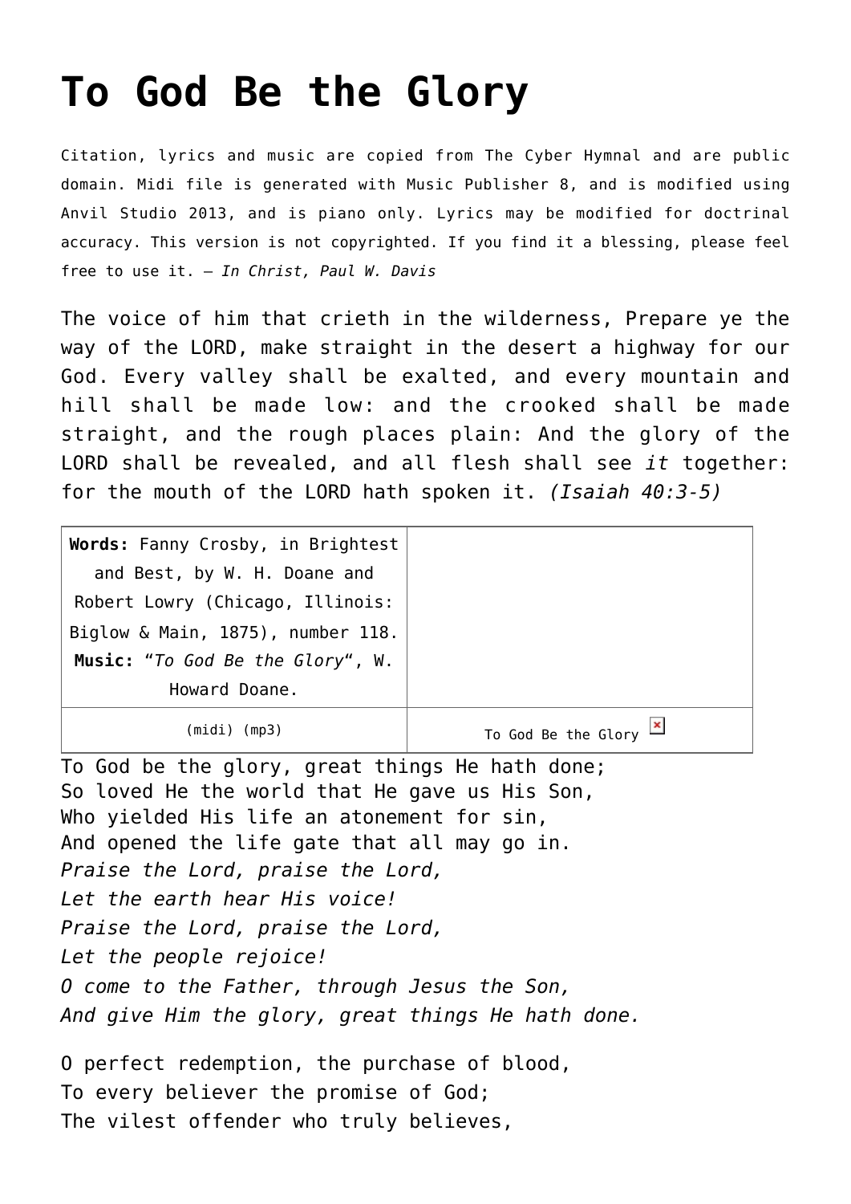# To God Be the Glory

Citation, lyrics and music are copied from The Cyber Hymnal and are public domain. Midi file is generated with Music Publisher 8, and is modified using Anvil Studio 2013, and is piano only. Lyrics may be modified for doctrinal accuracy. This version is not copyrighted. If you find it a blessing, please feel free to use it. – *In Christ, Paul W. Davis*

The voice of him that crieth in the wilderness, Prepare ye the way of the LORD, make straight in the desert a highway for our God. Every valley shall be exalted, and every mountain and hill shall be made low: and the crooked shall be made straight, and the rough places plain: And the glory of the LORD shall be revealed, and all flesh shall see *it* together: for the mouth of the LORD hath spoken it. *(Isaiah 40:3-5)*

| | |
|---|---|
| **Words:** Fanny Crosby, in Brightest and Best, by W. H. Doane and Robert Lowry (Chicago, Illinois: Biglow & Main, 1875), number 118. **Music:** "*To God Be the Glory*", W. Howard Doane. | |
| (midi) (mp3) | To God Be the Glory |

To God be the glory, great things He hath done;
So loved He the world that He gave us His Son,
Who yielded His life an atonement for sin,
And opened the life gate that all may go in.
*Praise the Lord, praise the Lord,*
*Let the earth hear His voice!*
*Praise the Lord, praise the Lord,*
*Let the people rejoice!*
*O come to the Father, through Jesus the Son,*
*And give Him the glory, great things He hath done.*

O perfect redemption, the purchase of blood,
To every believer the promise of God;
The vilest offender who truly believes,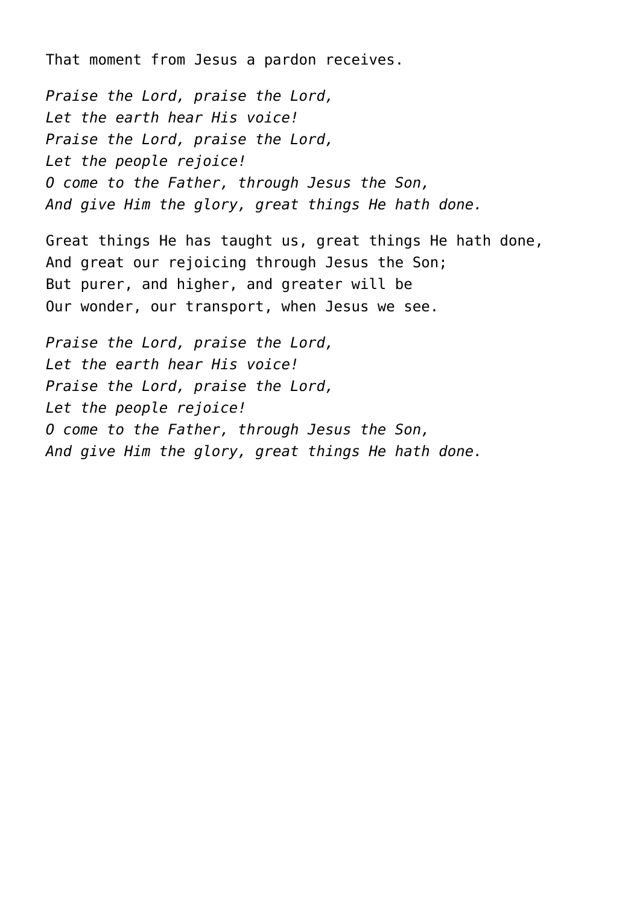That moment from Jesus a pardon receives.

*Praise the Lord, praise the Lord,*
*Let the earth hear His voice!*
*Praise the Lord, praise the Lord,*
*Let the people rejoice!*
*O come to the Father, through Jesus the Son,*
*And give Him the glory, great things He hath done.*

Great things He has taught us, great things He hath done,
And great our rejoicing through Jesus the Son;
But purer, and higher, and greater will be
Our wonder, our transport, when Jesus we see.

*Praise the Lord, praise the Lord,*
*Let the earth hear His voice!*
*Praise the Lord, praise the Lord,*
*Let the people rejoice!*
*O come to the Father, through Jesus the Son,*
*And give Him the glory, great things He hath done.*